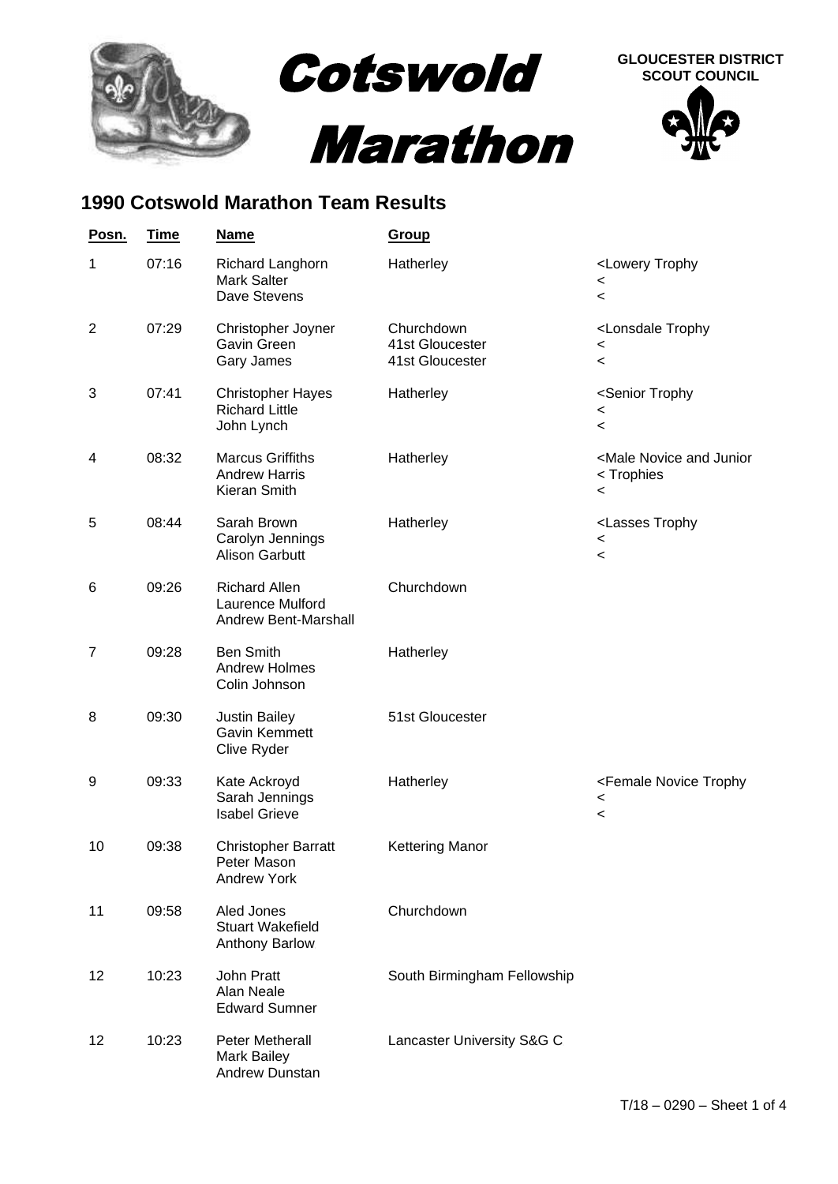# Cotswold Marathon

GLOUCESTER DISTRICT SCOUT COUNCIL

## 1990 Cotswold Marathon Team Results

| Posn. | Time | Name | Group | |
|---|---|---|---|---|
| 1 | 07:16 | Richard Langhorn | Hatherley | <Lowery Trophy |
| | | Mark Salter | | < |
| | | Dave Stevens | | < |
| 2 | 07:29 | Christopher Joyner | Churchdown | <Lonsdale Trophy |
| | | Gavin Green | 41st Gloucester | < |
| | | Gary James | 41st Gloucester | < |
| 3 | 07:41 | Christopher Hayes | Hatherley | <Senior Trophy |
| | | Richard Little | | < |
| | | John Lynch | | < |
| 4 | 08:32 | Marcus Griffiths | Hatherley | <Male Novice and Junior |
| | | Andrew Harris | | < Trophies |
| | | Kieran Smith | | < |
| 5 | 08:44 | Sarah Brown | Hatherley | <Lasses Trophy |
| | | Carolyn Jennings | | < |
| | | Alison Garbutt | | < |
| 6 | 09:26 | Richard Allen | Churchdown | |
| | | Laurence Mulford | | |
| | | Andrew Bent-Marshall | | |
| 7 | 09:28 | Ben Smith | Hatherley | |
| | | Andrew Holmes | | |
| | | Colin Johnson | | |
| 8 | 09:30 | Justin Bailey | 51st Gloucester | |
| | | Gavin Kemmett | | |
| | | Clive Ryder | | |
| 9 | 09:33 | Kate Ackroyd | Hatherley | <Female Novice Trophy |
| | | Sarah Jennings | | < |
| | | Isabel Grieve | | < |
| 10 | 09:38 | Christopher Barratt | Kettering Manor | |
| | | Peter Mason | | |
| | | Andrew York | | |
| 11 | 09:58 | Aled Jones | Churchdown | |
| | | Stuart Wakefield | | |
| | | Anthony Barlow | | |
| 12 | 10:23 | John Pratt | South Birmingham Fellowship | |
| | | Alan Neale | | |
| | | Edward Sumner | | |
| 12 | 10:23 | Peter Metherall | Lancaster University S&G C | |
| | | Mark Bailey | | |
| | | Andrew Dunstan | | |

T/18 – 0290 – Sheet 1 of 4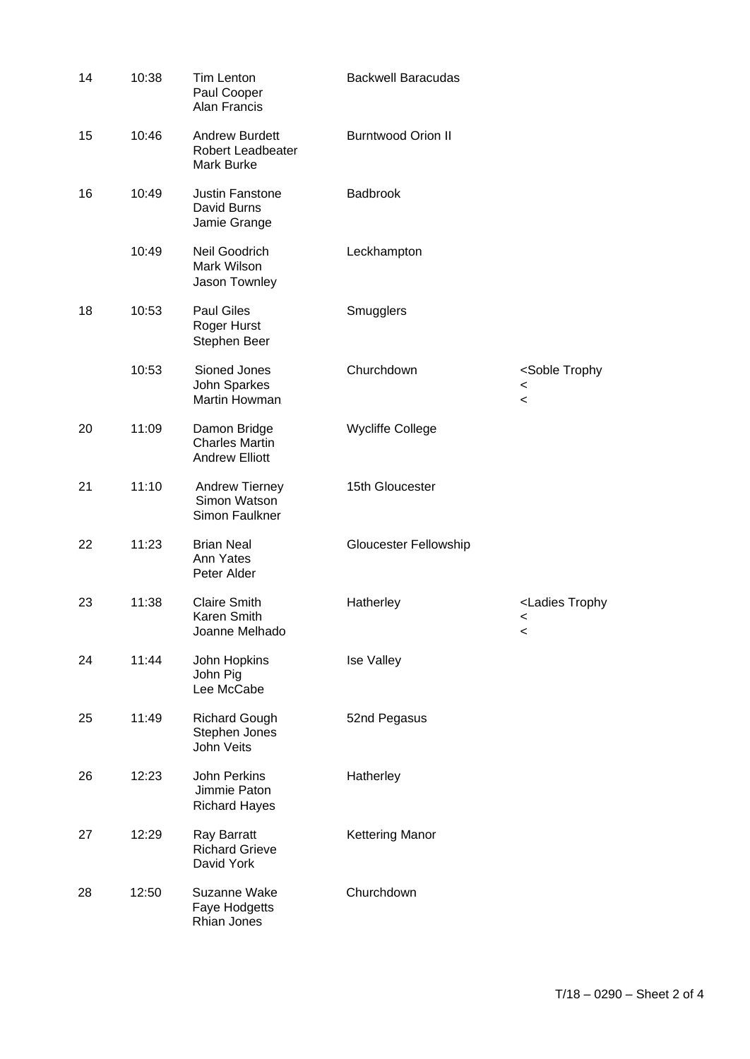| | | | | |
|---|---|---|---|---|
| 14 | 10:38 | Tim Lenton<br>Paul Cooper<br>Alan Francis | Backwell Baracudas | |
| 15 | 10:46 | Andrew Burdett<br>Robert Leadbeater<br>Mark Burke | Burntwood Orion II | |
| 16 | 10:49 | Justin Fanstone<br>David Burns<br>Jamie Grange | Badbrook | |
| | 10:49 | Neil Goodrich<br>Mark Wilson<br>Jason Townley | Leckhampton | |
| 18 | 10:53 | Paul Giles<br>Roger Hurst<br>Stephen Beer | Smugglers | |
| | 10:53 | Sioned Jones<br>John Sparkes<br>Martin Howman | Churchdown | <Soble Trophy<br><<br>< |
| 20 | 11:09 | Damon Bridge<br>Charles Martin<br>Andrew Elliott | Wycliffe College | |
| 21 | 11:10 | Andrew Tierney<br>Simon Watson<br>Simon Faulkner | 15th Gloucester | |
| 22 | 11:23 | Brian Neal<br>Ann Yates<br>Peter Alder | Gloucester Fellowship | |
| 23 | 11:38 | Claire Smith<br>Karen Smith<br>Joanne Melhado | Hatherley | <Ladies Trophy<br><<br>< |
| 24 | 11:44 | John Hopkins<br>John Pig<br>Lee McCabe | Ise Valley | |
| 25 | 11:49 | Richard Gough<br>Stephen Jones<br>John Veits | 52nd Pegasus | |
| 26 | 12:23 | John Perkins<br>Jimmie Paton<br>Richard Hayes | Hatherley | |
| 27 | 12:29 | Ray Barratt<br>Richard Grieve<br>David York | Kettering Manor | |
| 28 | 12:50 | Suzanne Wake<br>Faye Hodgetts<br>Rhian Jones | Churchdown | |

T/18 – 0290 – Sheet 2 of 4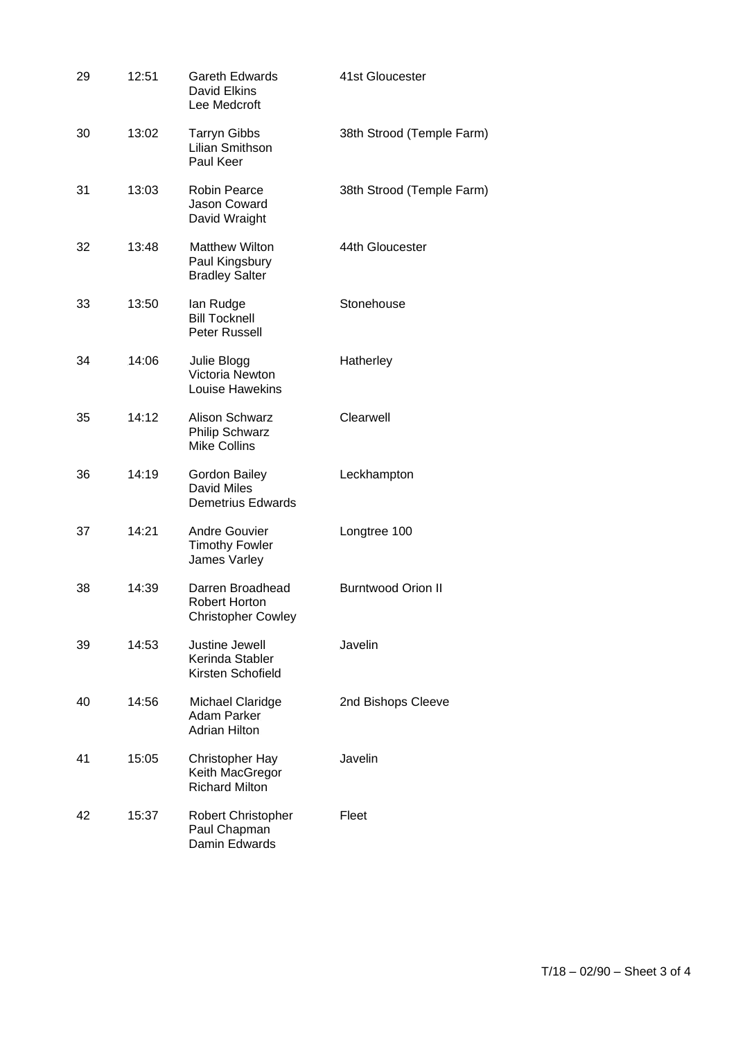| | | | |
|---|---|---|---|
| 29 | 12:51 | Gareth Edwards<br>David Elkins<br>Lee Medcroft | 41st Gloucester |
| 30 | 13:02 | Tarryn Gibbs<br>Lilian Smithson<br>Paul Keer | 38th Strood (Temple Farm) |
| 31 | 13:03 | Robin Pearce<br>Jason Coward<br>David Wraight | 38th Strood (Temple Farm) |
| 32 | 13:48 | Matthew Wilton<br>Paul Kingsbury<br>Bradley Salter | 44th Gloucester |
| 33 | 13:50 | Ian Rudge<br>Bill Tocknell<br>Peter Russell | Stonehouse |
| 34 | 14:06 | Julie Blogg<br>Victoria Newton<br>Louise Hawekins | Hatherley |
| 35 | 14:12 | Alison Schwarz<br>Philip Schwarz<br>Mike Collins | Clearwell |
| 36 | 14:19 | Gordon Bailey<br>David Miles<br>Demetrius Edwards | Leckhampton |
| 37 | 14:21 | Andre Gouvier<br>Timothy Fowler<br>James Varley | Longtree 100 |
| 38 | 14:39 | Darren Broadhead<br>Robert Horton<br>Christopher Cowley | Burntwood Orion II |
| 39 | 14:53 | Justine Jewell<br>Kerinda Stabler<br>Kirsten Schofield | Javelin |
| 40 | 14:56 | Michael Claridge<br>Adam Parker<br>Adrian Hilton | 2nd Bishops Cleeve |
| 41 | 15:05 | Christopher Hay<br>Keith MacGregor<br>Richard Milton | Javelin |
| 42 | 15:37 | Robert Christopher<br>Paul Chapman<br>Damin Edwards | Fleet |

T/18 – 02/90 – Sheet 3 of 4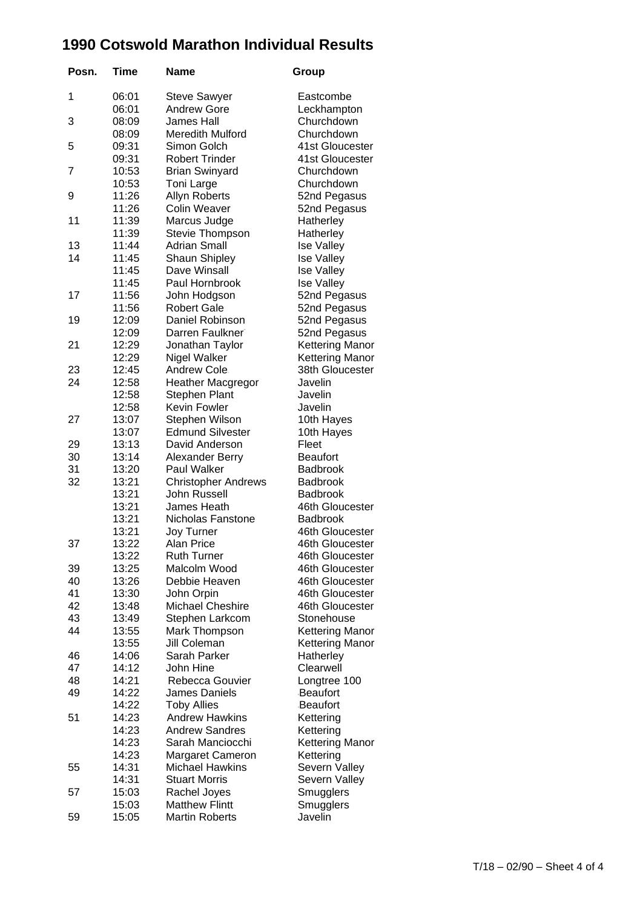# 1990 Cotswold Marathon Individual Results

| Posn. | Time | Name | Group |
|---|---|---|---|
| 1 | 06:01 | Steve Sawyer | Eastcombe |
| | 06:01 | Andrew Gore | Leckhampton |
| 3 | 08:09 | James Hall | Churchdown |
| | 08:09 | Meredith Mulford | Churchdown |
| 5 | 09:31 | Simon Golch | 41st Gloucester |
| | 09:31 | Robert Trinder | 41st Gloucester |
| 7 | 10:53 | Brian Swinyard | Churchdown |
| | 10:53 | Toni Large | Churchdown |
| 9 | 11:26 | Allyn Roberts | 52nd Pegasus |
| | 11:26 | Colin Weaver | 52nd Pegasus |
| 11 | 11:39 | Marcus Judge | Hatherley |
| | 11:39 | Stevie Thompson | Hatherley |
| 13 | 11:44 | Adrian Small | Ise Valley |
| 14 | 11:45 | Shaun Shipley | Ise Valley |
| | 11:45 | Dave Winsall | Ise Valley |
| | 11:45 | Paul Hornbrook | Ise Valley |
| 17 | 11:56 | John Hodgson | 52nd Pegasus |
| | 11:56 | Robert Gale | 52nd Pegasus |
| 19 | 12:09 | Daniel Robinson | 52nd Pegasus |
| | 12:09 | Darren Faulkner | 52nd Pegasus |
| 21 | 12:29 | Jonathan Taylor | Kettering Manor |
| | 12:29 | Nigel Walker | Kettering Manor |
| 23 | 12:45 | Andrew Cole | 38th Gloucester |
| 24 | 12:58 | Heather Macgregor | Javelin |
| | 12:58 | Stephen Plant | Javelin |
| | 12:58 | Kevin Fowler | Javelin |
| 27 | 13:07 | Stephen Wilson | 10th Hayes |
| | 13:07 | Edmund Silvester | 10th Hayes |
| 29 | 13:13 | David Anderson | Fleet |
| 30 | 13:14 | Alexander Berry | Beaufort |
| 31 | 13:20 | Paul Walker | Badbrook |
| 32 | 13:21 | Christopher Andrews | Badbrook |
| | 13:21 | John Russell | Badbrook |
| | 13:21 | James Heath | 46th Gloucester |
| | 13:21 | Nicholas Fanstone | Badbrook |
| | 13:21 | Joy Turner | 46th Gloucester |
| 37 | 13:22 | Alan Price | 46th Gloucester |
| | 13:22 | Ruth Turner | 46th Gloucester |
| 39 | 13:25 | Malcolm Wood | 46th Gloucester |
| 40 | 13:26 | Debbie Heaven | 46th Gloucester |
| 41 | 13:30 | John Orpin | 46th Gloucester |
| 42 | 13:48 | Michael Cheshire | 46th Gloucester |
| 43 | 13:49 | Stephen Larkcom | Stonehouse |
| 44 | 13:55 | Mark Thompson | Kettering Manor |
| | 13:55 | Jill Coleman | Kettering Manor |
| 46 | 14:06 | Sarah Parker | Hatherley |
| 47 | 14:12 | John Hine | Clearwell |
| 48 | 14:21 | Rebecca Gouvier | Longtree 100 |
| 49 | 14:22 | James Daniels | Beaufort |
| | 14:22 | Toby Allies | Beaufort |
| 51 | 14:23 | Andrew Hawkins | Kettering |
| | 14:23 | Andrew Sandres | Kettering |
| | 14:23 | Sarah Manciocchi | Kettering Manor |
| | 14:23 | Margaret Cameron | Kettering |
| 55 | 14:31 | Michael Hawkins | Severn Valley |
| | 14:31 | Stuart Morris | Severn Valley |
| 57 | 15:03 | Rachel Joyes | Smugglers |
| | 15:03 | Matthew Flintt | Smugglers |
| 59 | 15:05 | Martin Roberts | Javelin |

T/18 – 02/90